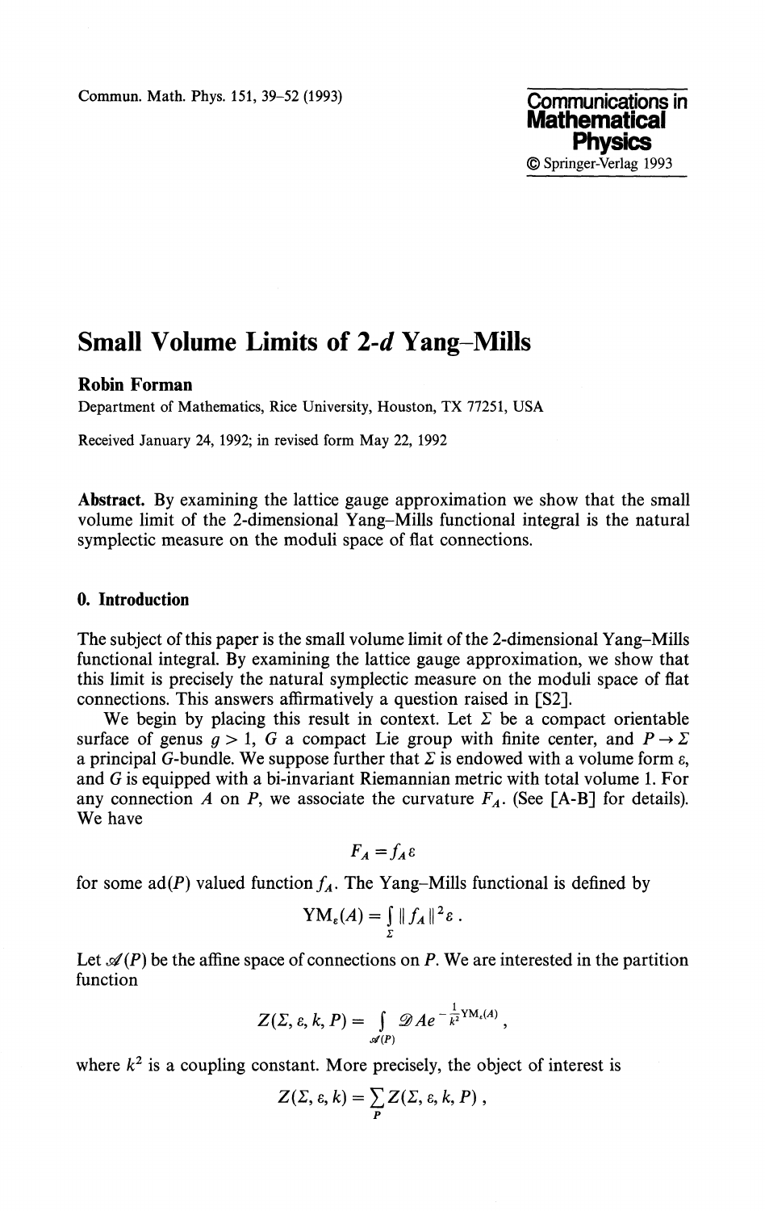# Small Volume Limits of 2-*d* Yang–Mills

**Robin Forman**

Department of Mathematics, Rice University, Houston, TX 77251, USA

Received January 24, 1992; in revised form May 22, 1992

**Abstract.** By examining the lattice gauge approximation we show that the small volume limit of the 2-dimensional Yang–Mills functional integral is the natural symplectic measure on the moduli space of flat connections.

## 0. Introduction

The subject of this paper is the small volume limit of the 2-dimensional Yang–Mills functional integral. By examining the lattice gauge approximation, we show that this limit is precisely the natural symplectic measure on the moduli space of flat connections. This answers affirmatively a question raised in [S2].

We begin by placing this result in context. Let $\Sigma$ be a compact orientable surface of genus $g > 1$, $G$ a compact Lie group with finite center, and $P \to \Sigma$ a principal $G$-bundle. We suppose further that $\Sigma$ is endowed with a volume form $\varepsilon$, and $G$ is equipped with a bi-invariant Riemannian metric with total volume 1. For any connection $A$ on $P$, we associate the curvature $F_A$. (See [A-B] for details). We have

$$F_A = f_A \varepsilon$$

for some $\mathrm{ad}(P)$ valued function $f_A$. The Yang–Mills functional is defined by

$$\mathrm{YM}_\varepsilon(A) = \int_\Sigma \| f_A \|^2 \varepsilon .$$

Let $\mathscr{A}(P)$ be the affine space of connections on $P$. We are interested in the partition function

$$Z(\Sigma, \varepsilon, k, P) = \int_{\mathscr{A}(P)} \mathscr{D}A e^{-\frac{1}{k^2}\mathrm{YM}_\varepsilon(A)} ,$$

where $k^2$ is a coupling constant. More precisely, the object of interest is

$$Z(\Sigma, \varepsilon, k) = \sum_P Z(\Sigma, \varepsilon, k, P) ,$$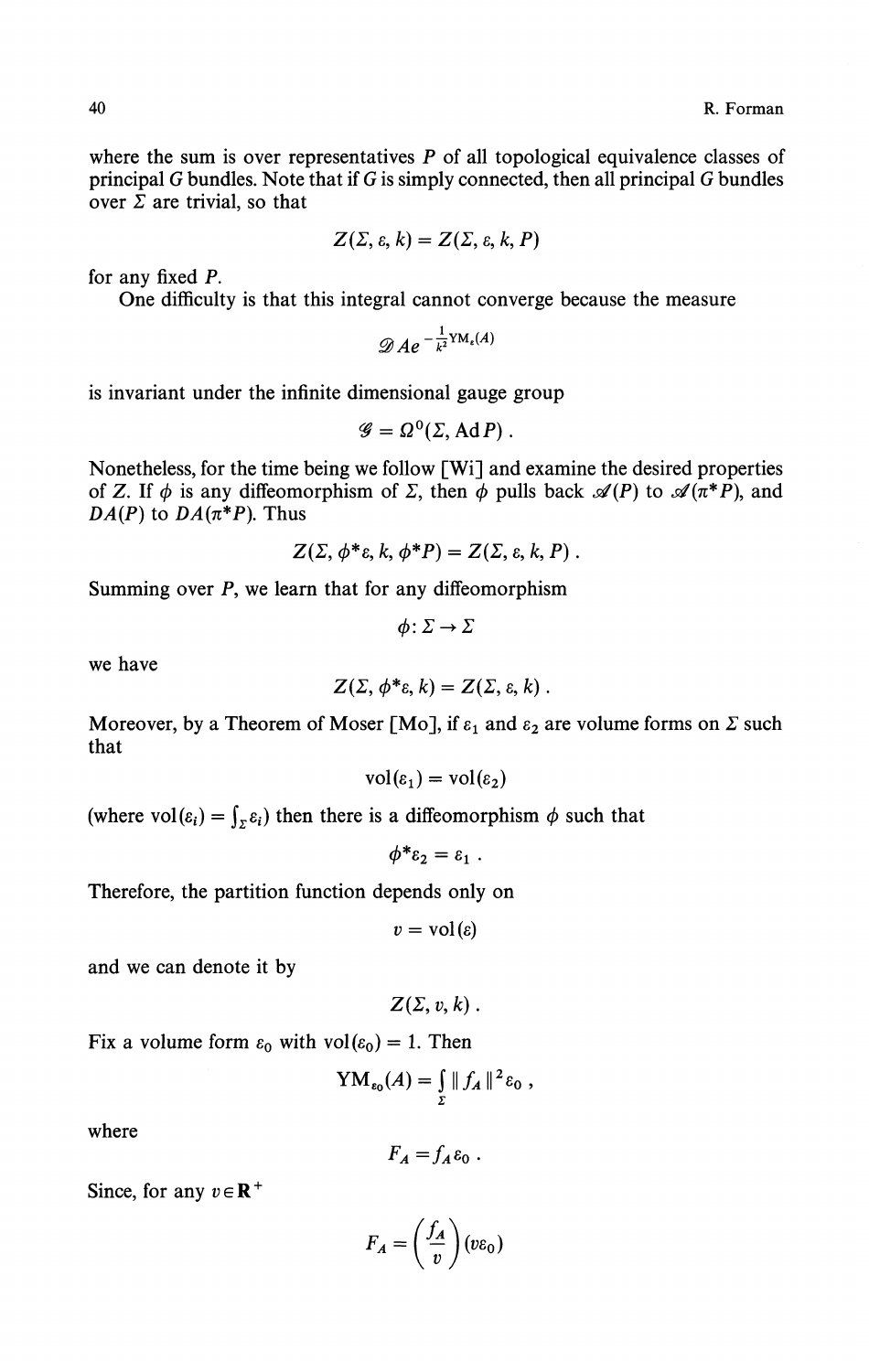where the sum is over representatives $P$ of all topological equivalence classes of principal $G$ bundles. Note that if $G$ is simply connected, then all principal $G$ bundles over $\Sigma$ are trivial, so that

$$Z(\Sigma, \varepsilon, k) = Z(\Sigma, \varepsilon, k, P)$$

for any fixed $P$.

One difficulty is that this integral cannot converge because the measure

$$\mathscr{D}Ae^{-\frac{1}{k^2}\mathrm{YM}_\varepsilon(A)}$$

is invariant under the infinite dimensional gauge group

$$\mathscr{G} = \Omega^0(\Sigma, \operatorname{Ad} P) .$$

Nonetheless, for the time being we follow [Wi] and examine the desired properties of $Z$. If $\phi$ is any diffeomorphism of $\Sigma$, then $\phi$ pulls back $\mathscr{A}(P)$ to $\mathscr{A}(\pi^*P)$, and $DA(P)$ to $DA(\pi^*P)$. Thus

$$Z(\Sigma, \phi^*\varepsilon, k, \phi^*P) = Z(\Sigma, \varepsilon, k, P) .$$

Summing over $P$, we learn that for any diffeomorphism

$$\phi \colon \Sigma \to \Sigma$$

we have

$$Z(\Sigma, \phi^*\varepsilon, k) = Z(\Sigma, \varepsilon, k) .$$

Moreover, by a Theorem of Moser [Mo], if $\varepsilon_1$ and $\varepsilon_2$ are volume forms on $\Sigma$ such that

$$\operatorname{vol}(\varepsilon_1) = \operatorname{vol}(\varepsilon_2)$$

(where $\operatorname{vol}(\varepsilon_i) = \int_\Sigma \varepsilon_i$) then there is a diffeomorphism $\phi$ such that

$$\phi^*\varepsilon_2 = \varepsilon_1 .$$

Therefore, the partition function depends only on

$$v = \operatorname{vol}(\varepsilon)$$

and we can denote it by

$$Z(\Sigma, v, k) .$$

Fix a volume form $\varepsilon_0$ with $\operatorname{vol}(\varepsilon_0) = 1$. Then

$$\mathrm{YM}_{\varepsilon_0}(A) = \int_\Sigma \| f_A \|^2 \varepsilon_0 ,$$

where

$$F_A = f_A \varepsilon_0 .$$

Since, for any $v \in \mathbf{R}^+$

$$F_A = \left(\frac{f_A}{v}\right)(v\varepsilon_0)$$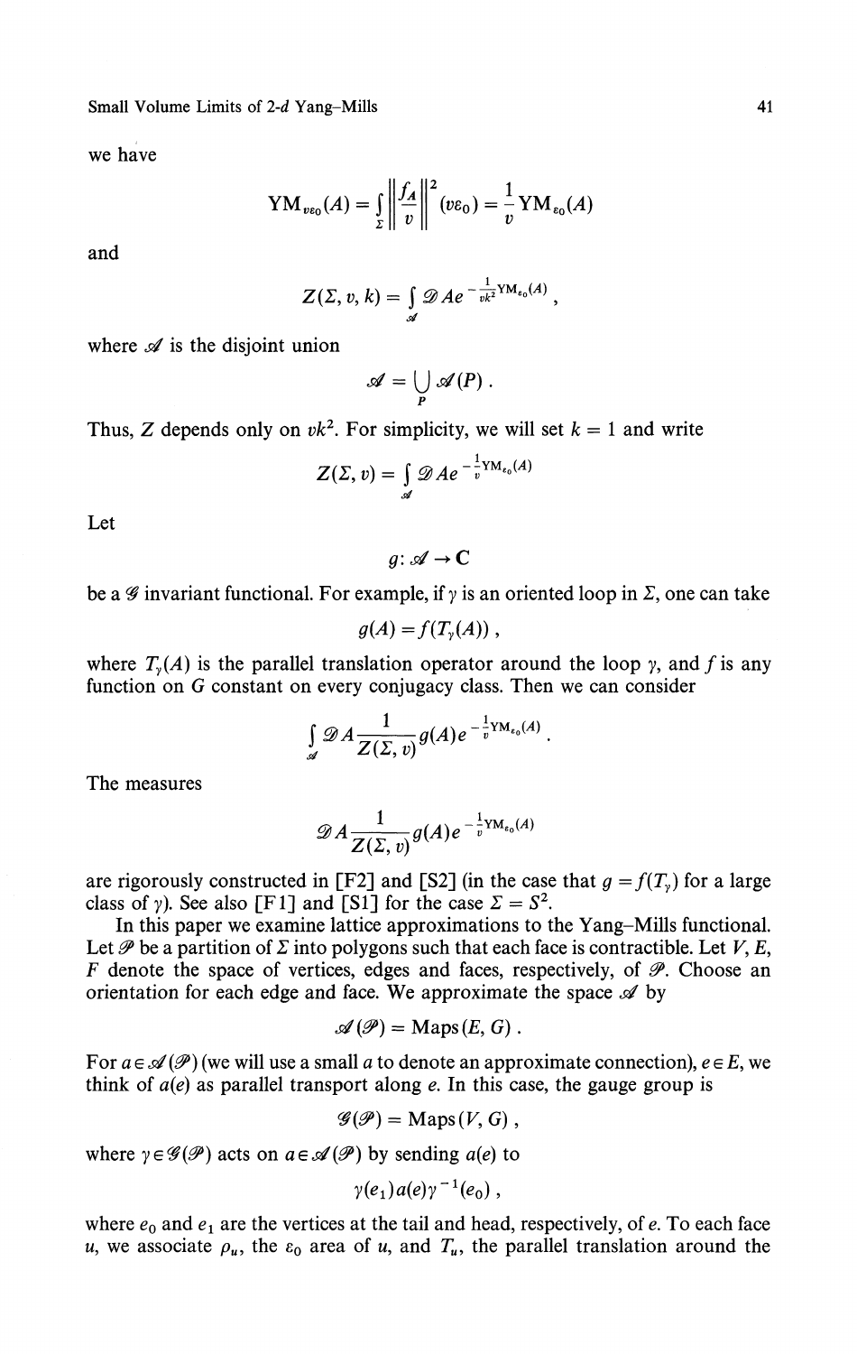we have

$$\mathrm{YM}_{v\varepsilon_0}(A) = \int_\Sigma \left\| \frac{f_A}{v} \right\|^2 (v\varepsilon_0) = \frac{1}{v} \mathrm{YM}_{\varepsilon_0}(A)$$

and

$$Z(\Sigma, v, k) = \int_{\mathscr{A}} \mathscr{D}A e^{-\frac{1}{vk^2}\mathrm{YM}_{\varepsilon_0}(A)},$$

where $\mathscr{A}$ is the disjoint union

$$\mathscr{A} = \bigcup_P \mathscr{A}(P).$$

Thus, $Z$ depends only on $vk^2$. For simplicity, we will set $k = 1$ and write

$$Z(\Sigma, v) = \int_{\mathscr{A}} \mathscr{D}A e^{-\frac{1}{v}\mathrm{YM}_{\varepsilon_0}(A)}$$

Let

$$g: \mathscr{A} \to \mathbf{C}$$

be a $\mathscr{G}$ invariant functional. For example, if $\gamma$ is an oriented loop in $\Sigma$, one can take

$$g(A) = f(T_\gamma(A)),$$

where $T_\gamma(A)$ is the parallel translation operator around the loop $\gamma$, and $f$ is any function on $G$ constant on every conjugacy class. Then we can consider

$$\int_{\mathscr{A}} \mathscr{D}A \frac{1}{Z(\Sigma, v)} g(A) e^{-\frac{1}{v}\mathrm{YM}_{\varepsilon_0}(A)}.$$

The measures

$$\mathscr{D}A \frac{1}{Z(\Sigma, v)} g(A) e^{-\frac{1}{v}\mathrm{YM}_{\varepsilon_0}(A)}$$

are rigorously constructed in [F2] and [S2] (in the case that $g = f(T_\gamma)$ for a large class of $\gamma$). See also [F1] and [S1] for the case $\Sigma = S^2$.

In this paper we examine lattice approximations to the Yang–Mills functional. Let $\mathscr{P}$ be a partition of $\Sigma$ into polygons such that each face is contractible. Let $V$, $E$, $F$ denote the space of vertices, edges and faces, respectively, of $\mathscr{P}$. Choose an orientation for each edge and face. We approximate the space $\mathscr{A}$ by

$$\mathscr{A}(\mathscr{P}) = \mathrm{Maps}(E, G).$$

For $a \in \mathscr{A}(\mathscr{P})$ (we will use a small $a$ to denote an approximate connection), $e \in E$, we think of $a(e)$ as parallel transport along $e$. In this case, the gauge group is

$$\mathscr{G}(\mathscr{P}) = \mathrm{Maps}(V, G),$$

where $\gamma \in \mathscr{G}(\mathscr{P})$ acts on $a \in \mathscr{A}(\mathscr{P})$ by sending $a(e)$ to

$$\gamma(e_1) a(e) \gamma^{-1}(e_0),$$

where $e_0$ and $e_1$ are the vertices at the tail and head, respectively, of $e$. To each face $u$, we associate $\rho_u$, the $\varepsilon_0$ area of $u$, and $T_u$, the parallel translation around the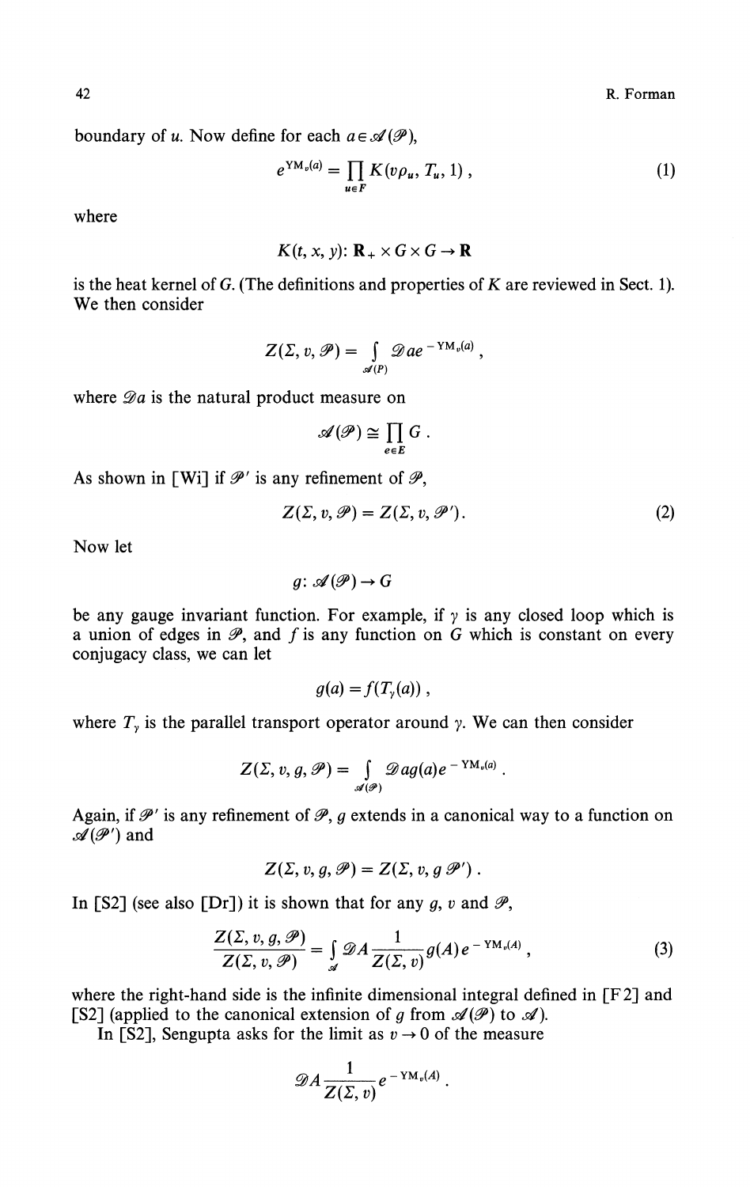boundary of $u$. Now define for each $a \in \mathscr{A}(\mathscr{P})$,

$$e^{\mathrm{YM}_v(a)} = \prod_{u \in F} K(v\rho_u, T_u, 1)\,, \tag{1}$$

where

$$K(t, x, y)\colon \mathbf{R}_+ \times G \times G \to \mathbf{R}$$

is the heat kernel of $G$. (The definitions and properties of $K$ are reviewed in Sect. 1). We then consider

$$Z(\Sigma, v, \mathscr{P}) = \int\limits_{\mathscr{A}(P)} \mathscr{D}a e^{-\mathrm{YM}_v(a)}\,,$$

where $\mathscr{D}a$ is the natural product measure on

$$\mathscr{A}(\mathscr{P}) \cong \prod_{e \in E} G\,.$$

As shown in [Wi] if $\mathscr{P}'$ is any refinement of $\mathscr{P}$,

$$Z(\Sigma, v, \mathscr{P}) = Z(\Sigma, v, \mathscr{P}')\,. \tag{2}$$

Now let

$$g\colon \mathscr{A}(\mathscr{P}) \to G$$

be any gauge invariant function. For example, if $\gamma$ is any closed loop which is a union of edges in $\mathscr{P}$, and $f$ is any function on $G$ which is constant on every conjugacy class, we can let

$$g(a) = f(T_\gamma(a))\,,$$

where $T_\gamma$ is the parallel transport operator around $\gamma$. We can then consider

$$Z(\Sigma, v, g, \mathscr{P}) = \int\limits_{\mathscr{A}(\mathscr{P})} \mathscr{D}a g(a) e^{-\mathrm{YM}_v(a)}\,.$$

Again, if $\mathscr{P}'$ is any refinement of $\mathscr{P}$, $g$ extends in a canonical way to a function on $\mathscr{A}(\mathscr{P}')$ and

$$Z(\Sigma, v, g, \mathscr{P}) = Z(\Sigma, v, g\, \mathscr{P}')\,.$$

In [S2] (see also [Dr]) it is shown that for any $g$, $v$ and $\mathscr{P}$,

$$\frac{Z(\Sigma, v, g, \mathscr{P})}{Z(\Sigma, v, \mathscr{P})} = \int\limits_{\mathscr{A}} \mathscr{D}A \frac{1}{Z(\Sigma, v)} g(A) e^{-\mathrm{YM}_v(A)}\,, \tag{3}$$

where the right-hand side is the infinite dimensional integral defined in [F2] and [S2] (applied to the canonical extension of $g$ from $\mathscr{A}(\mathscr{P})$ to $\mathscr{A}$).

In [S2], Sengupta asks for the limit as $v \to 0$ of the measure

$$\mathscr{D}A \frac{1}{Z(\Sigma, v)} e^{-\mathrm{YM}_v(A)}\,.$$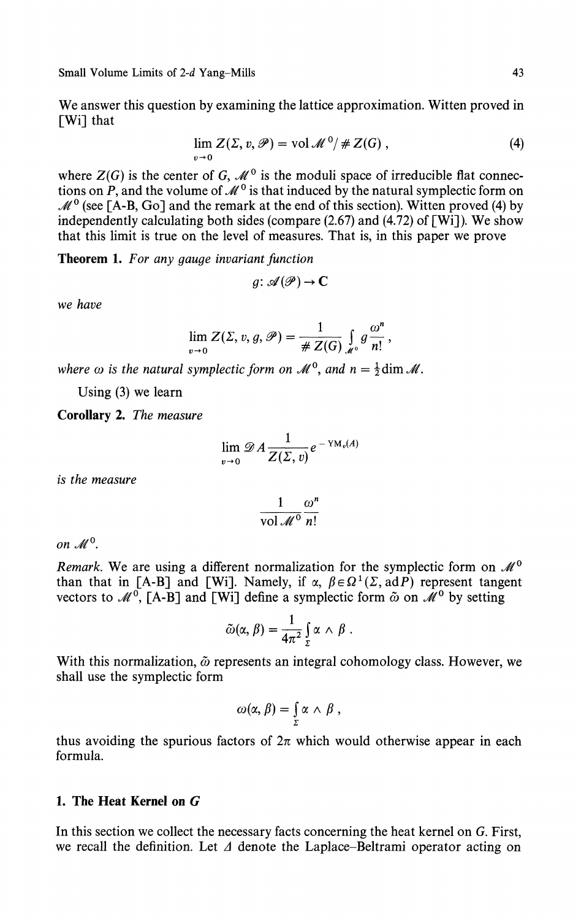We answer this question by examining the lattice approximation. Witten proved in [Wi] that

$$\lim_{v \to 0} Z(\Sigma, v, \mathscr{P}) = \operatorname{vol} \mathscr{M}^0 / \# Z(G) , \tag{4}$$

where $Z(G)$ is the center of $G$, $\mathscr{M}^0$ is the moduli space of irreducible flat connections on $P$, and the volume of $\mathscr{M}^0$ is that induced by the natural symplectic form on $\mathscr{M}^0$ (see [A-B, Go] and the remark at the end of this section). Witten proved (4) by independently calculating both sides (compare (2.67) and (4.72) of [Wi]). We show that this limit is true on the level of measures. That is, in this paper we prove

**Theorem 1.** *For any gauge invariant function*

$$g \colon \mathscr{A}(\mathscr{P}) \to \mathbf{C}$$

*we have*

$$\lim_{v \to 0} Z(\Sigma, v, g, \mathscr{P}) = \frac{1}{\# Z(G)} \int_{\mathscr{M}^0} g \frac{\omega^n}{n!} ,$$

*where $\omega$ is the natural symplectic form on $\mathscr{M}^0$, and $n = \frac{1}{2} \dim \mathscr{M}$.*

Using (3) we learn

**Corollary 2.** *The measure*

$$\lim_{v \to 0} \mathscr{D} A \frac{1}{Z(\Sigma, v)} e^{-\mathrm{YM}_v(A)}$$

*is the measure*

$$\frac{1}{\operatorname{vol} \mathscr{M}^0} \frac{\omega^n}{n!}$$

*on $\mathscr{M}^0$.*

*Remark.* We are using a different normalization for the symplectic form on $\mathscr{M}^0$ than that in [A-B] and [Wi]. Namely, if $\alpha, \beta \in \Omega^1(\Sigma, \operatorname{ad} P)$ represent tangent vectors to $\mathscr{M}^0$, [A-B] and [Wi] define a symplectic form $\tilde{\omega}$ on $\mathscr{M}^0$ by setting

$$\tilde{\omega}(\alpha, \beta) = \frac{1}{4\pi^2} \int_{\Sigma} \alpha \wedge \beta .$$

With this normalization, $\tilde{\omega}$ represents an integral cohomology class. However, we shall use the symplectic form

$$\omega(\alpha, \beta) = \int_{\Sigma} \alpha \wedge \beta ,$$

thus avoiding the spurious factors of $2\pi$ which would otherwise appear in each formula.

## 1. The Heat Kernel on $G$

In this section we collect the necessary facts concerning the heat kernel on $G$. First, we recall the definition. Let $\Delta$ denote the Laplace–Beltrami operator acting on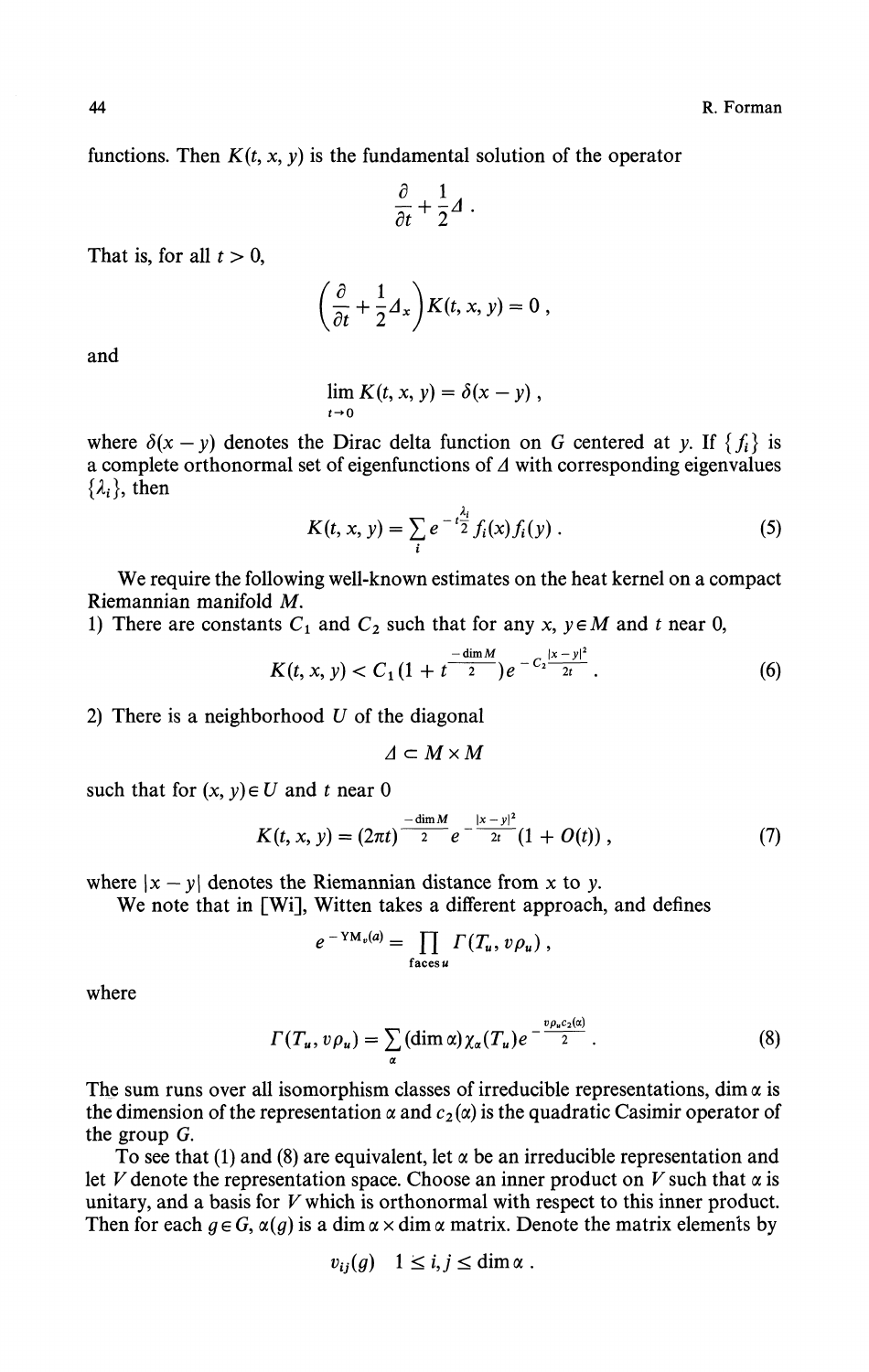functions. Then $K(t, x, y)$ is the fundamental solution of the operator

$$\frac{\partial}{\partial t} + \frac{1}{2}\Delta .$$

That is, for all $t > 0$,

$$\left(\frac{\partial}{\partial t} + \frac{1}{2}\Delta_x\right) K(t, x, y) = 0 ,$$

and

$$\lim_{t \to 0} K(t, x, y) = \delta(x - y) ,$$

where $\delta(x - y)$ denotes the Dirac delta function on $G$ centered at $y$. If $\{f_i\}$ is a complete orthonormal set of eigenfunctions of $\Delta$ with corresponding eigenvalues $\{\lambda_i\}$, then

$$K(t, x, y) = \sum_i e^{-t\frac{\lambda_i}{2}} f_i(x) f_i(y) . \tag{5}$$

We require the following well-known estimates on the heat kernel on a compact Riemannian manifold $M$.

1) There are constants $C_1$ and $C_2$ such that for any $x, y \in M$ and $t$ near 0,

$$K(t, x, y) < C_1 (1 + t^{\frac{-\dim M}{2}}) e^{-C_2 \frac{|x-y|^2}{2t}} . \tag{6}$$

2) There is a neighborhood $U$ of the diagonal

$$\Delta \subset M \times M$$

such that for $(x, y) \in U$ and $t$ near 0

$$K(t, x, y) = (2\pi t)^{\frac{-\dim M}{2}} e^{-\frac{|x-y|^2}{2t}} (1 + O(t)) , \tag{7}$$

where $|x - y|$ denotes the Riemannian distance from $x$ to $y$.

We note that in [Wi], Witten takes a different approach, and defines

$$e^{-\mathrm{YM}_v(a)} = \prod_{\text{faces } u} \Gamma(T_u, v\rho_u) ,$$

where

$$\Gamma(T_u, v\rho_u) = \sum_\alpha (\dim \alpha) \chi_\alpha(T_u) e^{-\frac{v\rho_u c_2(\alpha)}{2}} . \tag{8}$$

The sum runs over all isomorphism classes of irreducible representations, $\dim \alpha$ is the dimension of the representation $\alpha$ and $c_2(\alpha)$ is the quadratic Casimir operator of the group $G$.

To see that (1) and (8) are equivalent, let $\alpha$ be an irreducible representation and let $V$ denote the representation space. Choose an inner product on $V$ such that $\alpha$ is unitary, and a basis for $V$ which is orthonormal with respect to this inner product. Then for each $g \in G$, $\alpha(g)$ is a $\dim \alpha \times \dim \alpha$ matrix. Denote the matrix elements by

$$v_{ij}(g) \quad 1 \leq i, j \leq \dim \alpha .$$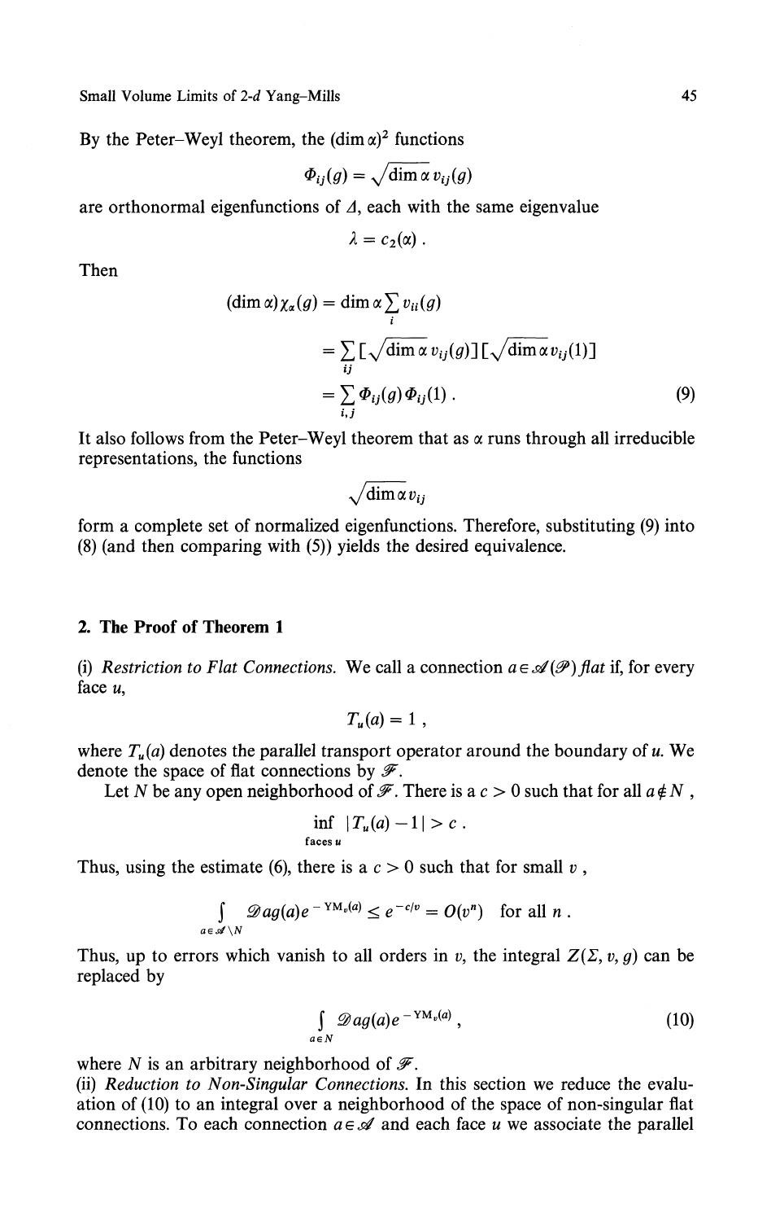By the Peter–Weyl theorem, the $(\dim \alpha)^2$ functions

$$\Phi_{ij}(g) = \sqrt{\dim \alpha}\, v_{ij}(g)$$

are orthonormal eigenfunctions of $\Delta$, each with the same eigenvalue

$$\lambda = c_2(\alpha) .$$

Then

$$\begin{aligned}
(\dim \alpha)\chi_\alpha(g) &= \dim \alpha \sum_i v_{ii}(g) \\
&= \sum_{ij} [\sqrt{\dim \alpha}\, v_{ij}(g)][\sqrt{\dim \alpha}\, v_{ij}(1)] \\
&= \sum_{i,j} \Phi_{ij}(g)\Phi_{ij}(1) . \qquad (9)
\end{aligned}$$

It also follows from the Peter–Weyl theorem that as $\alpha$ runs through all irreducible representations, the functions

$$\sqrt{\dim \alpha}\, v_{ij}$$

form a complete set of normalized eigenfunctions. Therefore, substituting (9) into (8) (and then comparing with (5)) yields the desired equivalence.

## 2. The Proof of Theorem 1

(i) *Restriction to Flat Connections.* We call a connection $a \in \mathscr{A}(\mathscr{P})$ *flat* if, for every face $u$,

$$T_u(a) = 1 ,$$

where $T_u(a)$ denotes the parallel transport operator around the boundary of $u$. We denote the space of flat connections by $\mathscr{F}$.

Let $N$ be any open neighborhood of $\mathscr{F}$. There is a $c > 0$ such that for all $a \notin N$,

$$\inf_{\text{faces } u} |T_u(a) - 1| > c .$$

Thus, using the estimate (6), there is a $c > 0$ such that for small $v$,

$$\int_{a \in \mathscr{A} \setminus N} \mathscr{D}ag(a) e^{-\mathrm{YM}_v(a)} \leq e^{-c/v} = O(v^n) \quad \text{for all } n .$$

Thus, up to errors which vanish to all orders in $v$, the integral $Z(\Sigma, v, g)$ can be replaced by

$$\int_{a \in N} \mathscr{D}ag(a) e^{-\mathrm{YM}_v(a)} , \qquad (10)$$

where $N$ is an arbitrary neighborhood of $\mathscr{F}$.

(ii) *Reduction to Non-Singular Connections.* In this section we reduce the evaluation of (10) to an integral over a neighborhood of the space of non-singular flat connections. To each connection $a \in \mathscr{A}$ and each face $u$ we associate the parallel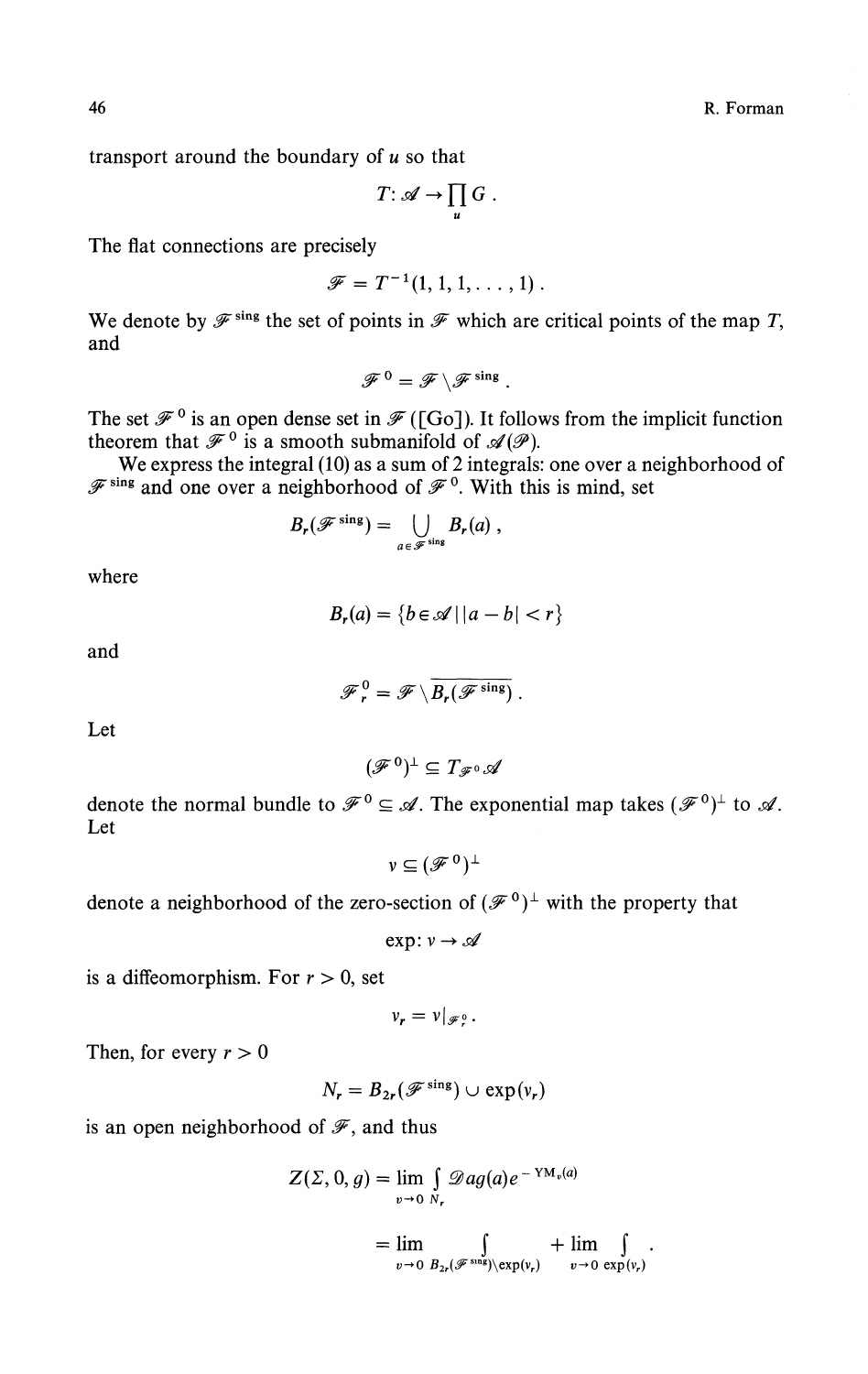transport around the boundary of $u$ so that

$$T: \mathscr{A} \to \prod_u G .$$

The flat connections are precisely

$$\mathscr{F} = T^{-1}(1, 1, 1, \ldots, 1) .$$

We denote by $\mathscr{F}^{\text{sing}}$ the set of points in $\mathscr{F}$ which are critical points of the map $T$, and

$$\mathscr{F}^0 = \mathscr{F} \setminus \mathscr{F}^{\text{sing}} .$$

The set $\mathscr{F}^0$ is an open dense set in $\mathscr{F}$ ([Go]). It follows from the implicit function theorem that $\mathscr{F}^0$ is a smooth submanifold of $\mathscr{A}(\mathscr{P})$.

We express the integral (10) as a sum of 2 integrals: one over a neighborhood of $\mathscr{F}^{\text{sing}}$ and one over a neighborhood of $\mathscr{F}^0$. With this is mind, set

$$B_r(\mathscr{F}^{\text{sing}}) = \bigcup_{a \in \mathscr{F}^{\text{sing}}} B_r(a) ,$$

where

$$B_r(a) = \{ b \in \mathscr{A} \mid |a - b| < r \}$$

and

$$\mathscr{F}_r^0 = \mathscr{F} \setminus \overline{B_r(\mathscr{F}^{\text{sing}})} .$$

Let

$$(\mathscr{F}^0)^{\perp} \subseteq T_{\mathscr{F}^0} \mathscr{A}$$

denote the normal bundle to $\mathscr{F}^0 \subseteq \mathscr{A}$. The exponential map takes $(\mathscr{F}^0)^{\perp}$ to $\mathscr{A}$. Let

$$v \subseteq (\mathscr{F}^0)^{\perp}$$

denote a neighborhood of the zero-section of $(\mathscr{F}^0)^{\perp}$ with the property that

$$\exp: v \to \mathscr{A}$$

is a diffeomorphism. For $r > 0$, set

$$v_r = v|_{\mathscr{F}_r^0} .$$

Then, for every $r > 0$

$$N_r = B_{2r}(\mathscr{F}^{\text{sing}}) \cup \exp(v_r)$$

is an open neighborhood of $\mathscr{F}$, and thus

$$\begin{aligned} Z(\Sigma, 0, g) &= \lim_{v \to 0} \int_{N_r} \mathscr{D}ag(a) e^{-\mathrm{YM}_v(a)} \\ &= \lim_{v \to 0} \int_{B_{2r}(\mathscr{F}^{\text{sing}}) \setminus \exp(v_r)} + \lim_{v \to 0} \int_{\exp(v_r)} . \end{aligned}$$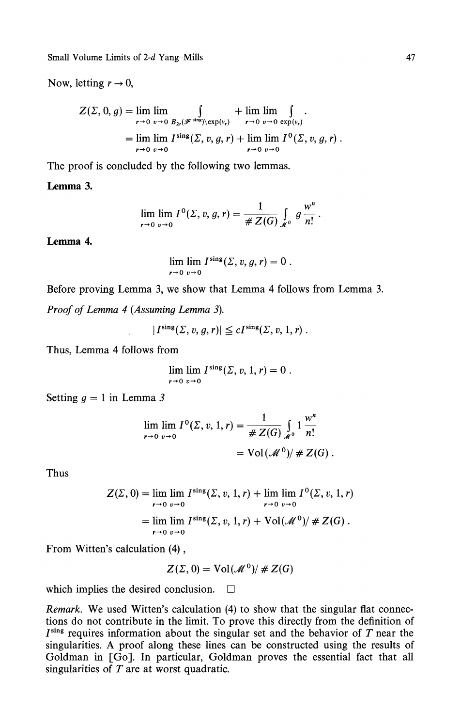Now, letting $r \to 0$,

$$
\begin{aligned}
Z(\Sigma, 0, g) &= \lim_{r \to 0} \lim_{v \to 0} \int_{B_{2r}(\mathscr{F}^{\text{sing}}) \setminus \exp(v_r)} + \lim_{r \to 0} \lim_{v \to 0} \int_{\exp(v_r)} . \\
&= \lim_{r \to 0} \lim_{v \to 0} I^{\text{sing}}(\Sigma, v, g, r) + \lim_{r \to 0} \lim_{v \to 0} I^{0}(\Sigma, v, g, r) .
\end{aligned}
$$

The proof is concluded by the following two lemmas.

**Lemma 3.**

$$
\lim_{r \to 0} \lim_{v \to 0} I^{0}(\Sigma, v, g, r) = \frac{1}{\# Z(G)} \int_{\mathscr{M}^0} g \frac{w^n}{n!} .
$$

**Lemma 4.**

$$
\lim_{r \to 0} \lim_{v \to 0} I^{\text{sing}}(\Sigma, v, g, r) = 0 .
$$

Before proving Lemma 3, we show that Lemma 4 follows from Lemma 3.

*Proof of Lemma 4 (Assuming Lemma 3).*

$$
|I^{\text{sing}}(\Sigma, v, g, r)| \leqq c I^{\text{sing}}(\Sigma, v, 1, r) .
$$

Thus, Lemma 4 follows from

$$
\lim_{r \to 0} \lim_{v \to 0} I^{\text{sing}}(\Sigma, v, 1, r) = 0 .
$$

Setting $g = 1$ in Lemma *3*

$$
\begin{aligned}
\lim_{r \to 0} \lim_{v \to 0} I^{0}(\Sigma, v, 1, r) &= \frac{1}{\# Z(G)} \int_{\mathscr{M}^0} 1 \frac{w^n}{n!} \\
&= \operatorname{Vol}(\mathscr{M}^0) / \# Z(G) .
\end{aligned}
$$

Thus

$$
\begin{aligned}
Z(\Sigma, 0) &= \lim_{r \to 0} \lim_{v \to 0} I^{\text{sing}}(\Sigma, v, 1, r) + \lim_{r \to 0} \lim_{v \to 0} I^{0}(\Sigma, v, 1, r) \\
&= \lim_{r \to 0} \lim_{v \to 0} I^{\text{sing}}(\Sigma, v, 1, r) + \operatorname{Vol}(\mathscr{M}^0) / \# Z(G) .
\end{aligned}
$$

From Witten's calculation (4) ,

$$
Z(\Sigma, 0) = \operatorname{Vol}(\mathscr{M}^0) / \# Z(G)
$$

which implies the desired conclusion. □

*Remark.* We used Witten's calculation (4) to show that the singular flat connections do not contribute in the limit. To prove this directly from the definition of $I^{\text{sing}}$ requires information about the singular set and the behavior of $T$ near the singularities. A proof along these lines can be constructed using the results of Goldman in [Go]. In particular, Goldman proves the essential fact that all singularities of $T$ are at worst quadratic.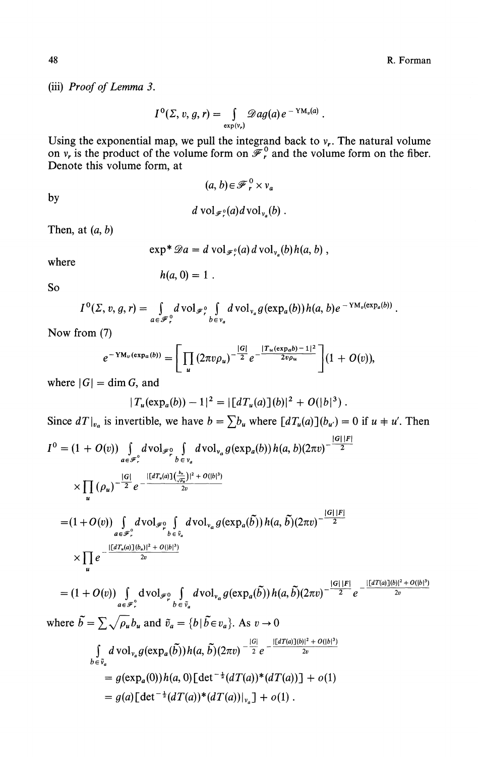(iii) *Proof of Lemma 3.*

$$I^0(\Sigma, v, g, r) = \int_{\exp(v_r)} \mathscr{D}a g(a) e^{-\mathrm{YM}_v(a)} .$$

Using the exponential map, we pull the integrand back to $v_r$. The natural volume on $v_r$ is the product of the volume form on $\mathscr{F}_r^0$ and the volume form on the fiber. Denote this volume form, at

$$(a, b) \in \mathscr{F}_r^0 \times v_a$$

by

$$d\,\mathrm{vol}_{\mathscr{F}_r^0}(a) d\,\mathrm{vol}_{v_a}(b) .$$

Then, at $(a, b)$

$$\exp^* \mathscr{D}a = d\,\mathrm{vol}_{\mathscr{F}_r^0}(a)\, d\,\mathrm{vol}_{v_a}(b) h(a, b) ,$$

where

$$h(a, 0) = 1 .$$

So

$$I^0(\Sigma, v, g, r) = \int_{a \in \mathscr{F}_r^0} d\,\mathrm{vol}_{\mathscr{F}_r^0} \int_{b \in v_a} d\,\mathrm{vol}_{v_a} g(\exp_a(b)) h(a, b) e^{-\mathrm{YM}_v(\exp_a(b))} .$$

Now from (7)

$$e^{-\mathrm{YM}_v(\exp_a(b))} = \left[ \prod_u (2\pi v \rho_u)^{-\frac{|G|}{2}} e^{-\frac{|T_u(\exp_a b) - 1|^2}{2v\rho_u}} \right] (1 + O(v)),$$

where $|G| = \dim G$, and

$$|T_u(\exp_a(b)) - 1|^2 = |[dT_u(a)](b)|^2 + O(|b|^3) .$$

Since $dT|_{v_a}$ is invertible, we have $b = \sum b_u$ where $[dT_u(a)](b_{u'}) = 0$ if $u \neq u'$. Then

$$\begin{aligned}
I^0 &= (1 + O(v)) \int_{a \in \mathscr{F}_r^0} d\,\mathrm{vol}_{\mathscr{F}_r^0} \int_{b \in v_a} d\,\mathrm{vol}_{v_a} g(\exp_a(b)) h(a, b) (2\pi v)^{-\frac{|G|\,|F|}{2}} \\
&\quad \times \prod_u (\rho_u)^{-\frac{|G|}{2}} e^{-\frac{|[dT_u(a)](\frac{b_u}{\sqrt{\rho_u}})|^2 + O(|b|^3)}{2v}} \\
&= (1 + O(v)) \int_{a \in \mathscr{F}_r^0} d\,\mathrm{vol}_{\mathscr{F}_r^0} \int_{b \in \tilde{v}_a} d\,\mathrm{vol}_{v_a} g(\exp_a(\tilde{b})) h(a, \tilde{b}) (2\pi v)^{-\frac{|G|\,|F|}{2}} \\
&\quad \times \prod_u e^{-\frac{|[dT_u(a)](b_u)|^2 + O(|b|^3)}{2v}} \\
&= (1 + O(v)) \int_{a \in \mathscr{F}_r^0} d\,\mathrm{vol}_{\mathscr{F}_r^0} \int_{b \in \tilde{v}_a} d\,\mathrm{vol}_{v_a} g(\exp_a(\tilde{b})) h(a, \tilde{b}) (2\pi v)^{-\frac{|G|\,|F|}{2}} e^{-\frac{|[dT(a)](b)|^2 + O(|b|^3)}{2v}}
\end{aligned}$$

where $\tilde{b} = \sum \sqrt{\rho_u} b_u$ and $\tilde{v}_a = \{b \mid \tilde{b} \in v_a\}$. As $v \to 0$

$$\begin{aligned}
&\int_{b \in \tilde{v}_a} d\,\mathrm{vol}_{v_a} g(\exp_a(\tilde{b})) h(a, \tilde{b}) (2\pi v)^{-\frac{|G|}{2}} e^{-\frac{|[dT(a)](b)|^2 + O(|b|^3)}{2v}} \\
&= g(\exp_a(0)) h(a, 0) [\det{}^{-\frac{1}{2}} (dT(a))^* (dT(a))] + o(1) \\
&= g(a) [\det{}^{-\frac{1}{2}} (dT(a))^* (dT(a))|_{v_a}] + o(1) .
\end{aligned}$$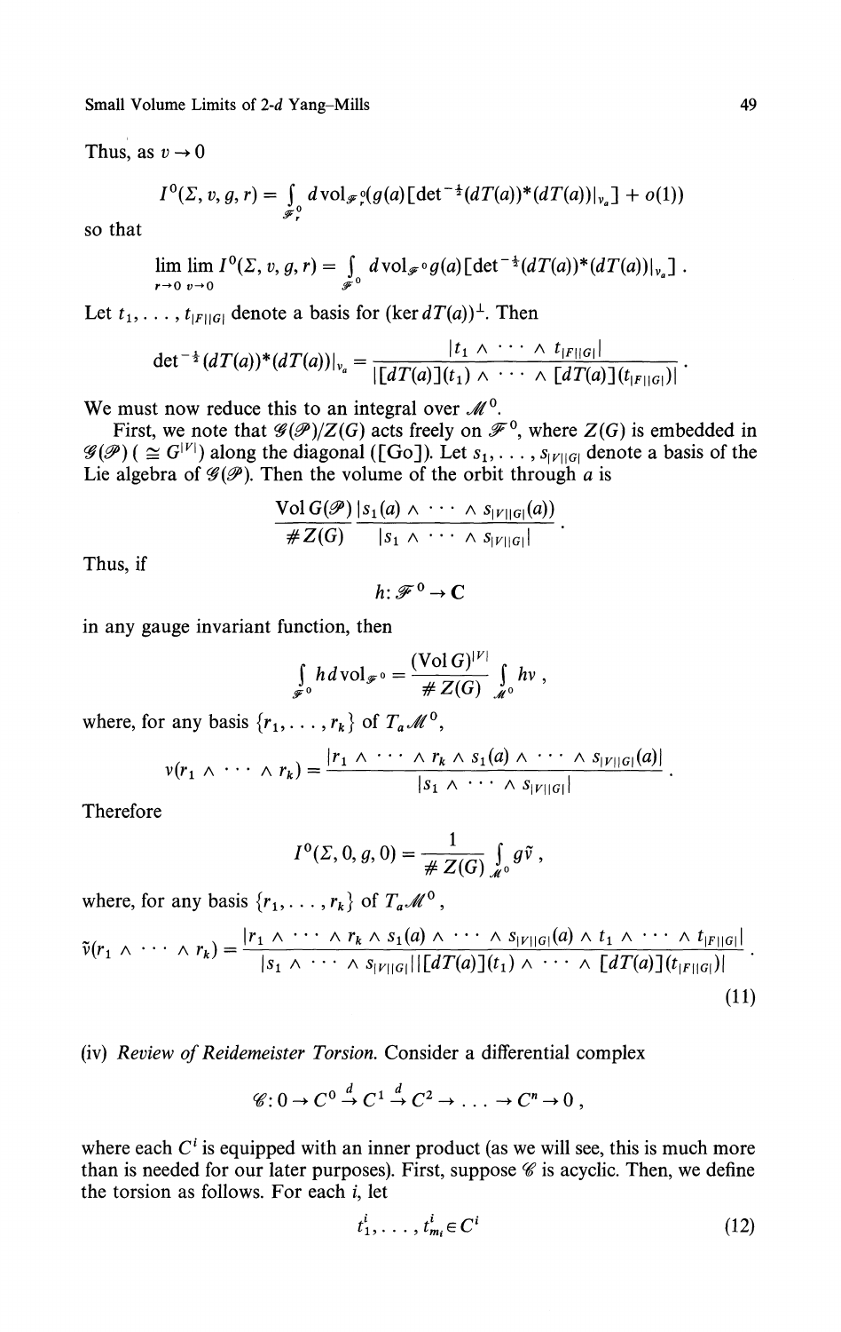Thus, as $v \to 0$

$$I^0(\Sigma, v, g, r) = \int_{\mathscr{F}_r^0} d\,\mathrm{vol}_{\mathscr{F}_r^0}(g(a)[\det^{-\frac{1}{2}}(dT(a))^*(dT(a))|_{v_a}] + o(1))$$

so that

$$\lim_{r \to 0} \lim_{v \to 0} I^0(\Sigma, v, g, r) = \int_{\mathscr{F}^0} d\,\mathrm{vol}_{\mathscr{F}^0}\, g(a)[\det^{-\frac{1}{2}}(dT(a))^*(dT(a))|_{v_a}]\,.$$

Let $t_1, \ldots, t_{|F||G|}$ denote a basis for $(\ker dT(a))^\perp$. Then

$$\det^{-\frac{1}{2}}(dT(a))^*(dT(a))|_{v_a} = \frac{|t_1 \wedge \cdots \wedge t_{|F||G|}|}{|[dT(a)](t_1) \wedge \cdots \wedge [dT(a)](t_{|F||G|})|}\,.$$

We must now reduce this to an integral over $\mathscr{M}^0$.

First, we note that $\mathscr{G}(\mathscr{P})/Z(G)$ acts freely on $\mathscr{F}^0$, where $Z(G)$ is embedded in $\mathscr{G}(\mathscr{P})\ (\cong G^{|V|})$ along the diagonal ([Go]). Let $s_1, \ldots, s_{|V||G|}$ denote a basis of the Lie algebra of $\mathscr{G}(\mathscr{P})$. Then the volume of the orbit through $a$ is

$$\frac{\mathrm{Vol}\, G(\mathscr{P})}{\# Z(G)} \frac{|s_1(a) \wedge \cdots \wedge s_{|V||G|}(a))}{|s_1 \wedge \cdots \wedge s_{|V||G|}|}\,.$$

Thus, if

$$h\colon \mathscr{F}^0 \to \mathbf{C}$$

in any gauge invariant function, then

$$\int_{\mathscr{F}^0} h\, d\,\mathrm{vol}_{\mathscr{F}^0} = \frac{(\mathrm{Vol}\, G)^{|V|}}{\# Z(G)} \int_{\mathscr{M}^0} hv\,,$$

where, for any basis $\{r_1, \ldots, r_k\}$ of $T_a\mathscr{M}^0$,

$$v(r_1 \wedge \cdots \wedge r_k) = \frac{|r_1 \wedge \cdots \wedge r_k \wedge s_1(a) \wedge \cdots \wedge s_{|V||G|}(a)|}{|s_1 \wedge \cdots \wedge s_{|V||G|}|}\,.$$

Therefore

$$I^0(\Sigma, 0, g, 0) = \frac{1}{\# Z(G)} \int_{\mathscr{M}^0} g\tilde{v}\,,$$

where, for any basis $\{r_1, \ldots, r_k\}$ of $T_a\mathscr{M}^0$,

$$\tilde{v}(r_1 \wedge \cdots \wedge r_k) = \frac{|r_1 \wedge \cdots \wedge r_k \wedge s_1(a) \wedge \cdots \wedge s_{|V||G|}(a) \wedge t_1 \wedge \cdots \wedge t_{|F||G|}|}{|s_1 \wedge \cdots \wedge s_{|V||G|}||[dT(a)](t_1) \wedge \cdots \wedge [dT(a)](t_{|F||G|})|}\,. \tag{11}$$

(iv) *Review of Reidemeister Torsion.* Consider a differential complex

$$\mathscr{C}\colon 0 \to C^0 \xrightarrow{d} C^1 \xrightarrow{d} C^2 \to \ldots \to C^n \to 0\,,$$

where each $C^i$ is equipped with an inner product (as we will see, this is much more than is needed for our later purposes). First, suppose $\mathscr{C}$ is acyclic. Then, we define the torsion as follows. For each $i$, let

$$t_1^i, \ldots, t_{m_i}^i \in C^i \tag{12}$$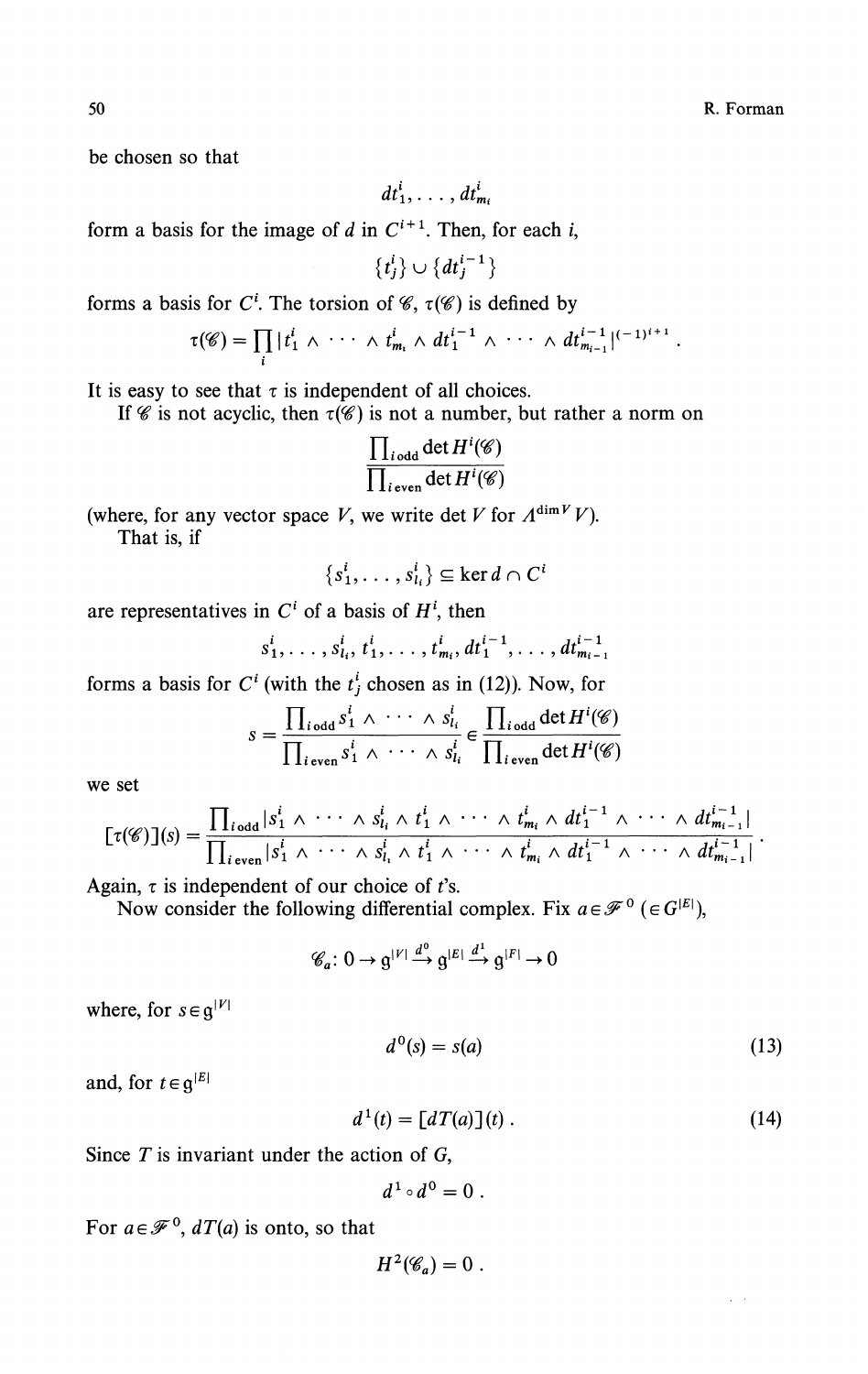be chosen so that

$$dt_1^i, \ldots, dt_{m_i}^i$$

form a basis for the image of $d$ in $C^{i+1}$. Then, for each $i$,

$$\{t_j^i\} \cup \{dt_j^{i-1}\}$$

forms a basis for $C^i$. The torsion of $\mathscr{C}$, $\tau(\mathscr{C})$ is defined by

$$\tau(\mathscr{C}) = \prod_i |t_1^i \wedge \cdots \wedge t_{m_i}^i \wedge dt_1^{i-1} \wedge \cdots \wedge dt_{m_{i-1}}^{i-1}|^{(-1)^{i+1}}.$$

It is easy to see that $\tau$ is independent of all choices.

If $\mathscr{C}$ is not acyclic, then $\tau(\mathscr{C})$ is not a number, but rather a norm on

$$\frac{\prod_{i\,\text{odd}} \det H^i(\mathscr{C})}{\prod_{i\,\text{even}} \det H^i(\mathscr{C})}$$

(where, for any vector space $V$, we write $\det V$ for $\Lambda^{\dim V} V$).

That is, if

$$\{s_1^i, \ldots, s_{l_i}^i\} \subseteq \ker d \cap C^i$$

are representatives in $C^i$ of a basis of $H^i$, then

$$s_1^i, \ldots, s_{l_i}^i, t_1^i, \ldots, t_{m_i}^i, dt_1^{i-1}, \ldots, dt_{m_{i-1}}^{i-1}$$

forms a basis for $C^i$ (with the $t_j^i$ chosen as in (12)). Now, for

$$s = \frac{\prod_{i\,\text{odd}} s_1^i \wedge \cdots \wedge s_{l_i}^i}{\prod_{i\,\text{even}} s_1^i \wedge \cdots \wedge s_{l_i}^i} \in \frac{\prod_{i\,\text{odd}} \det H^i(\mathscr{C})}{\prod_{i\,\text{even}} \det H^i(\mathscr{C})}$$

we set

$$[\tau(\mathscr{C})](s) = \frac{\prod_{i\,\text{odd}} |s_1^i \wedge \cdots \wedge s_{l_i}^i \wedge t_1^i \wedge \cdots \wedge t_{m_i}^i \wedge dt_1^{i-1} \wedge \cdots \wedge dt_{m_{i-1}}^{i-1}|}{\prod_{i\,\text{even}} |s_1^i \wedge \cdots \wedge s_{l_i}^i \wedge t_1^i \wedge \cdots \wedge t_{m_i}^i \wedge dt_1^{i-1} \wedge \cdots \wedge dt_{m_{i-1}}^{i-1}|}.$$

Again, $\tau$ is independent of our choice of $t$'s.

Now consider the following differential complex. Fix $a \in \mathscr{F}^0$ $(\in G^{|E|})$,

$$\mathscr{C}_a\colon 0 \to \mathfrak{g}^{|V|} \xrightarrow{d^0} \mathfrak{g}^{|E|} \xrightarrow{d^1} \mathfrak{g}^{|F|} \to 0$$

where, for $s \in \mathfrak{g}^{|V|}$

$$d^0(s) = s(a) \tag{13}$$

and, for $t \in \mathfrak{g}^{|E|}$

$$d^1(t) = [dT(a)](t). \tag{14}$$

Since $T$ is invariant under the action of $G$,

$$d^1 \circ d^0 = 0.$$

For $a \in \mathscr{F}^0$, $dT(a)$ is onto, so that

$$H^2(\mathscr{C}_a) = 0.$$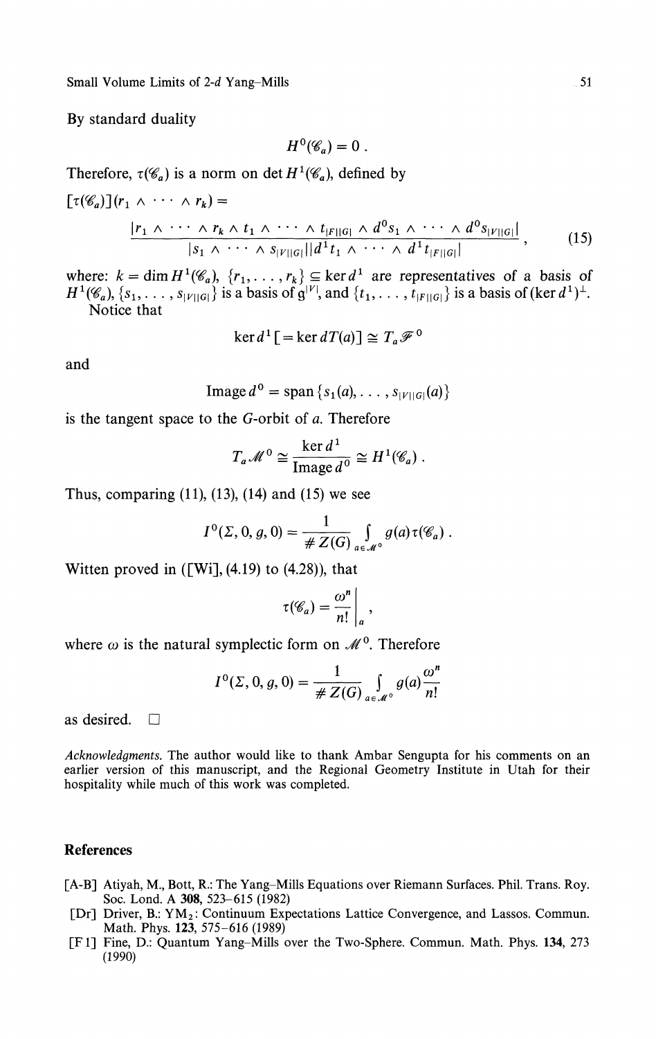By standard duality

$$H^0(\mathscr{C}_a) = 0 .$$

Therefore, $\tau(\mathscr{C}_a)$ is a norm on $\det H^1(\mathscr{C}_a)$, defined by

$$[\tau(\mathscr{C}_a)](r_1 \wedge \cdots \wedge r_k) = \frac{|r_1 \wedge \cdots \wedge r_k \wedge t_1 \wedge \cdots \wedge t_{|F||G|} \wedge d^0 s_1 \wedge \cdots \wedge d^0 s_{|V||G|}|}{|s_1 \wedge \cdots \wedge s_{|V||G|}||d^1 t_1 \wedge \cdots \wedge d^1 t_{|F||G|}|}, \tag{15}$$

where: $k = \dim H^1(\mathscr{C}_a)$, $\{r_1, \ldots, r_k\} \subseteq \ker d^1$ are representatives of a basis of $H^1(\mathscr{C}_a)$, $\{s_1, \ldots, s_{|V||G|}\}$ is a basis of $\mathfrak{g}^{|V|}$, and $\{t_1, \ldots, t_{|F||G|}\}$ is a basis of $(\ker d^1)^\perp$.

Notice that

$$\ker d^1 \,[= \ker dT(a)] \cong T_a \mathscr{F}^0$$

and

$$\operatorname{Image} d^0 = \operatorname{span}\{s_1(a), \ldots, s_{|V||G|}(a)\}$$

is the tangent space to the $G$-orbit of $a$. Therefore

$$T_a \mathscr{M}^0 \cong \frac{\ker d^1}{\operatorname{Image} d^0} \cong H^1(\mathscr{C}_a) .$$

Thus, comparing (11), (13), (14) and (15) we see

$$I^0(\Sigma, 0, g, 0) = \frac{1}{\# Z(G)} \int_{a \in \mathscr{M}^0} g(a) \tau(\mathscr{C}_a) .$$

Witten proved in ([Wi], (4.19) to (4.28)), that

$$\tau(\mathscr{C}_a) = \left. \frac{\omega^n}{n!} \right|_a ,$$

where $\omega$ is the natural symplectic form on $\mathscr{M}^0$. Therefore

$$I^0(\Sigma, 0, g, 0) = \frac{1}{\# Z(G)} \int_{a \in \mathscr{M}^0} g(a) \frac{\omega^n}{n!}$$

as desired. □

*Acknowledgments.* The author would like to thank Ambar Sengupta for his comments on an earlier version of this manuscript, and the Regional Geometry Institute in Utah for their hospitality while much of this work was completed.

## References

[A-B] Atiyah, M., Bott, R.: The Yang–Mills Equations over Riemann Surfaces. Phil. Trans. Roy. Soc. Lond. A **308**, 523–615 (1982)

[Dr] Driver, B.: YM$_2$: Continuum Expectations Lattice Convergence, and Lassos. Commun. Math. Phys. **123**, 575–616 (1989)

[F1] Fine, D.: Quantum Yang–Mills over the Two-Sphere. Commun. Math. Phys. **134**, 273 (1990)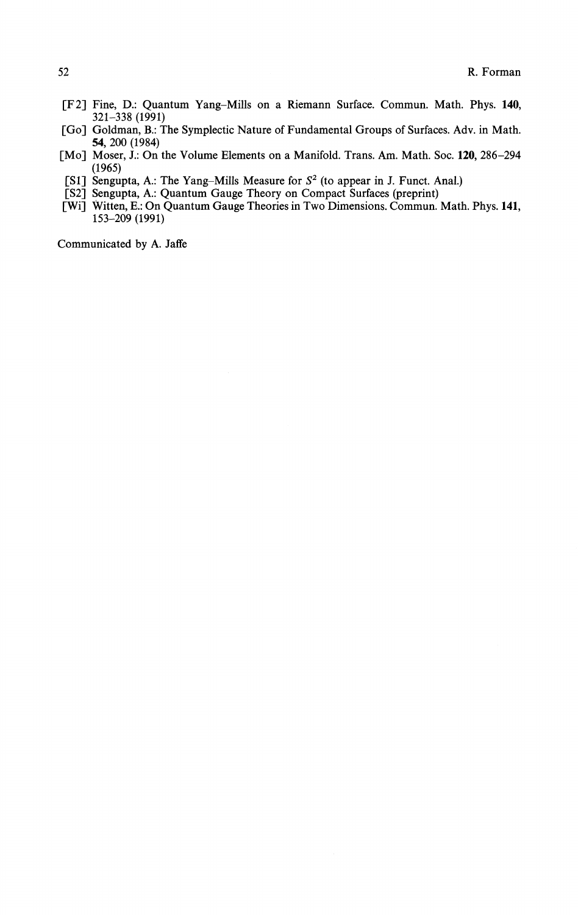[F2] Fine, D.: Quantum Yang–Mills on a Riemann Surface. Commun. Math. Phys. **140**, 321–338 (1991)

[Go] Goldman, B.: The Symplectic Nature of Fundamental Groups of Surfaces. Adv. in Math. **54**, 200 (1984)

[Mo] Moser, J.: On the Volume Elements on a Manifold. Trans. Am. Math. Soc. **120**, 286–294 (1965)

[S1] Sengupta, A.: The Yang–Mills Measure for $S^2$ (to appear in J. Funct. Anal.)

[S2] Sengupta, A.: Quantum Gauge Theory on Compact Surfaces (preprint)

[Wi] Witten, E.: On Quantum Gauge Theories in Two Dimensions. Commun. Math. Phys. **141**, 153–209 (1991)

Communicated by A. Jaffe